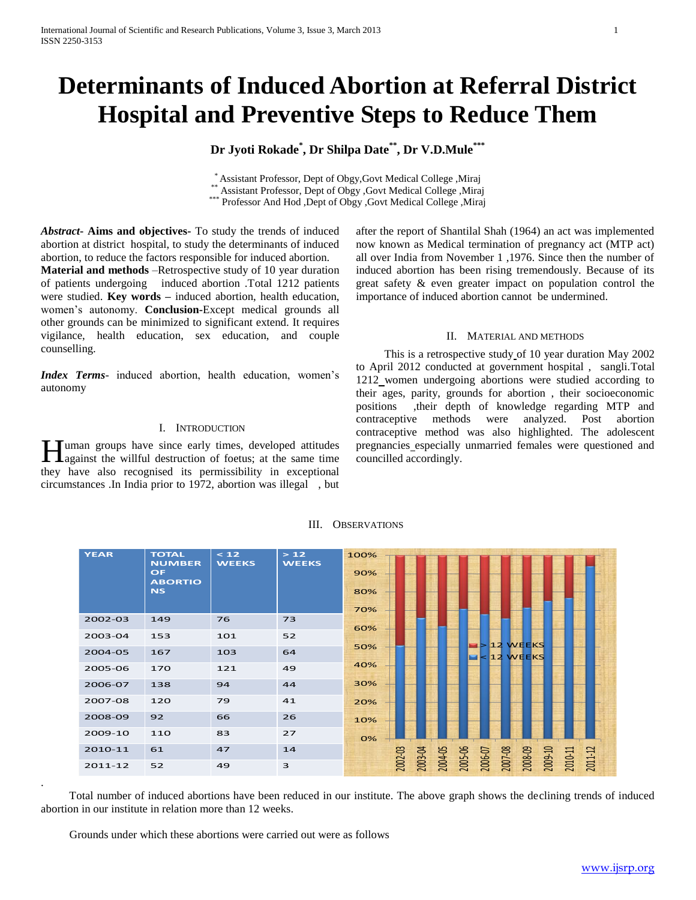# Determinants of Induced Abortion at Referral District Hospital and Preventive Steps to Reduce Them

**Dr Jyoti Rokade[*], Dr Shilpa Date[**], Dr V.D.Mule[***]**

[*] Assistant Professor, Dept of Obgy,Govt Medical College ,Miraj
[**] Assistant Professor, Dept of Obgy ,Govt Medical College ,Miraj
[***] Professor And Hod ,Dept of Obgy ,Govt Medical College ,Miraj

***Abstract*- Aims and objectives-** To study the trends of induced abortion at district hospital, to study the determinants of induced abortion, to reduce the factors responsible for induced abortion.
**Material and methods** –Retrospective study of 10 year duration of patients undergoing induced abortion .Total 1212 patients were studied. **Key words –** induced abortion, health education, women's autonomy. **Conclusion-**Except medical grounds all other grounds can be minimized to significant extend. It requires vigilance, health education, sex education, and couple counselling.

***Index Terms*-** induced abortion, health education, women's autonomy

## I. Introduction

Human groups have since early times, developed attitudes against the willful destruction of foetus; at the same time they have also recognised its permissibility in exceptional circumstances .In India prior to 1972, abortion was illegal , but after the report of Shantilal Shah (1964) an act was implemented now known as Medical termination of pregnancy act (MTP act) all over India from November 1 ,1976. Since then the number of induced abortion has been rising tremendously. Because of its great safety & even greater impact on population control the importance of induced abortion cannot be undermined.

## II. Material and Methods

This is a retrospective study of 10 year duration May 2002 to April 2012 conducted at government hospital , sangli.Total 1212 women undergoing abortions were studied according to their ages, parity, grounds for abortion , their socioeconomic positions ,their depth of knowledge regarding MTP and contraceptive methods were analyzed. Post abortion contraceptive method was also highlighted. The adolescent pregnancies especially unmarried females were questioned and councilled accordingly.

## III. Observations

| YEAR | TOTAL NUMBER OF ABORTIONS | < 12 WEEKS | > 12 WEEKS |
|---|---|---|---|
| 2002-03 | 149 | 76 | 73 |
| 2003-04 | 153 | 101 | 52 |
| 2004-05 | 167 | 103 | 64 |
| 2005-06 | 170 | 121 | 49 |
| 2006-07 | 138 | 94 | 44 |
| 2007-08 | 120 | 79 | 41 |
| 2008-09 | 92 | 66 | 26 |
| 2009-10 | 110 | 83 | 27 |
| 2010-11 | 61 | 47 | 14 |
| 2011-12 | 52 | 49 | 3 |

Total number of induced abortions have been reduced in our institute. The above graph shows the declining trends of induced abortion in our institute in relation more than 12 weeks.

Grounds under which these abortions were carried out were as follows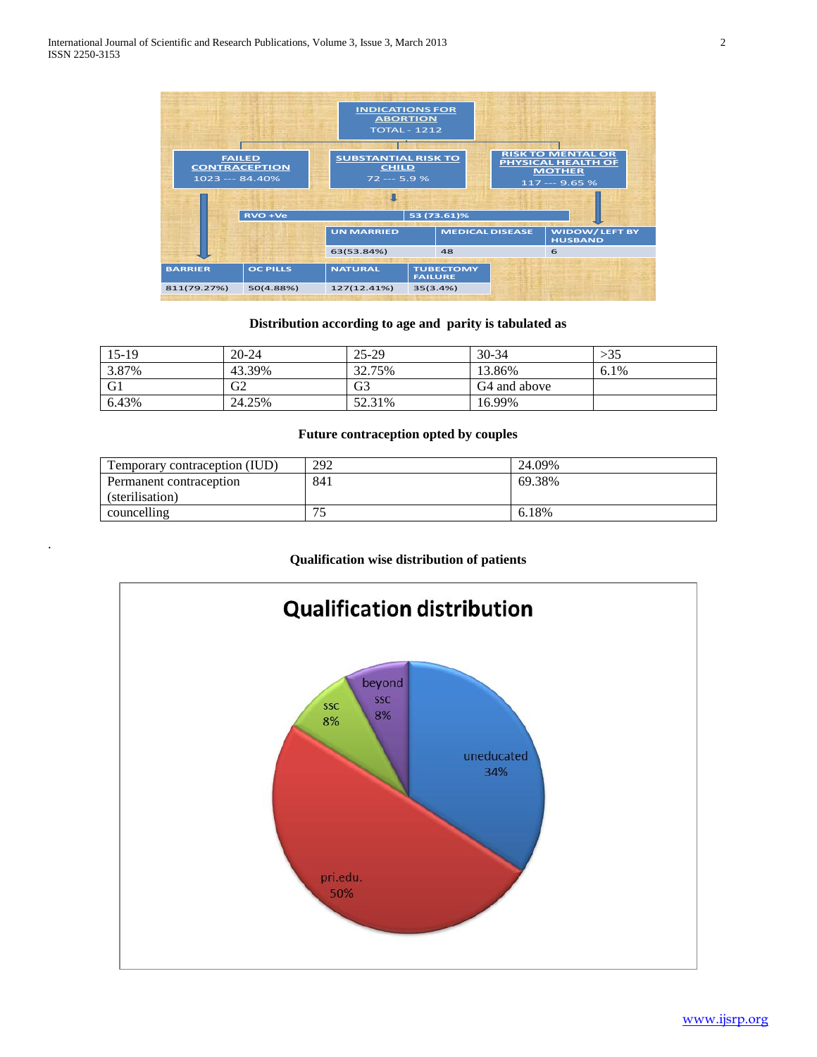INDICATIONS FOR ABORTION
TOTAL - 1212

- FAILED CONTRACEPTION: 1023 --- 84.40%
  - BARRIER: 811(79.27%)
  - OC PILLS: 50(4.88%)
  - NATURAL: 127(12.41%)
  - TUBECTOMY FAILURE: 35(3.4%)
- SUBSTANTIAL RISK TO CHILD: 72 --- 5.9 %
  - RVO +Ve: 53 (73.61)%
- RISK TO MENTAL OR PHYSICAL HEALTH OF MOTHER: 117 --- 9.65 %
  - UN MARRIED: 63(53.84%)
  - MEDICAL DISEASE: 48
  - WIDOW/ LEFT BY HUSBAND: 6

**Distribution according to age and parity is tabulated as**

| 15-19 | 20-24 | 25-29 | 30-34 | >35 |
|---|---|---|---|---|
| 3.87% | 43.39% | 32.75% | 13.86% | 6.1% |
| G1 | G2 | G3 | G4 and above | |
| 6.43% | 24.25% | 52.31% | 16.99% | |

**Future contraception opted by couples**

| Temporary contraception (IUD) | 292 | 24.09% |
|---|---|---|
| Permanent contraception (sterilisation) | 841 | 69.38% |
| councelling | 75 | 6.18% |

.

**Qualification wise distribution of patients**

Qualification distribution

- uneducated 34%
- pri.edu. 50%
- ssc 8%
- beyond ssc 8%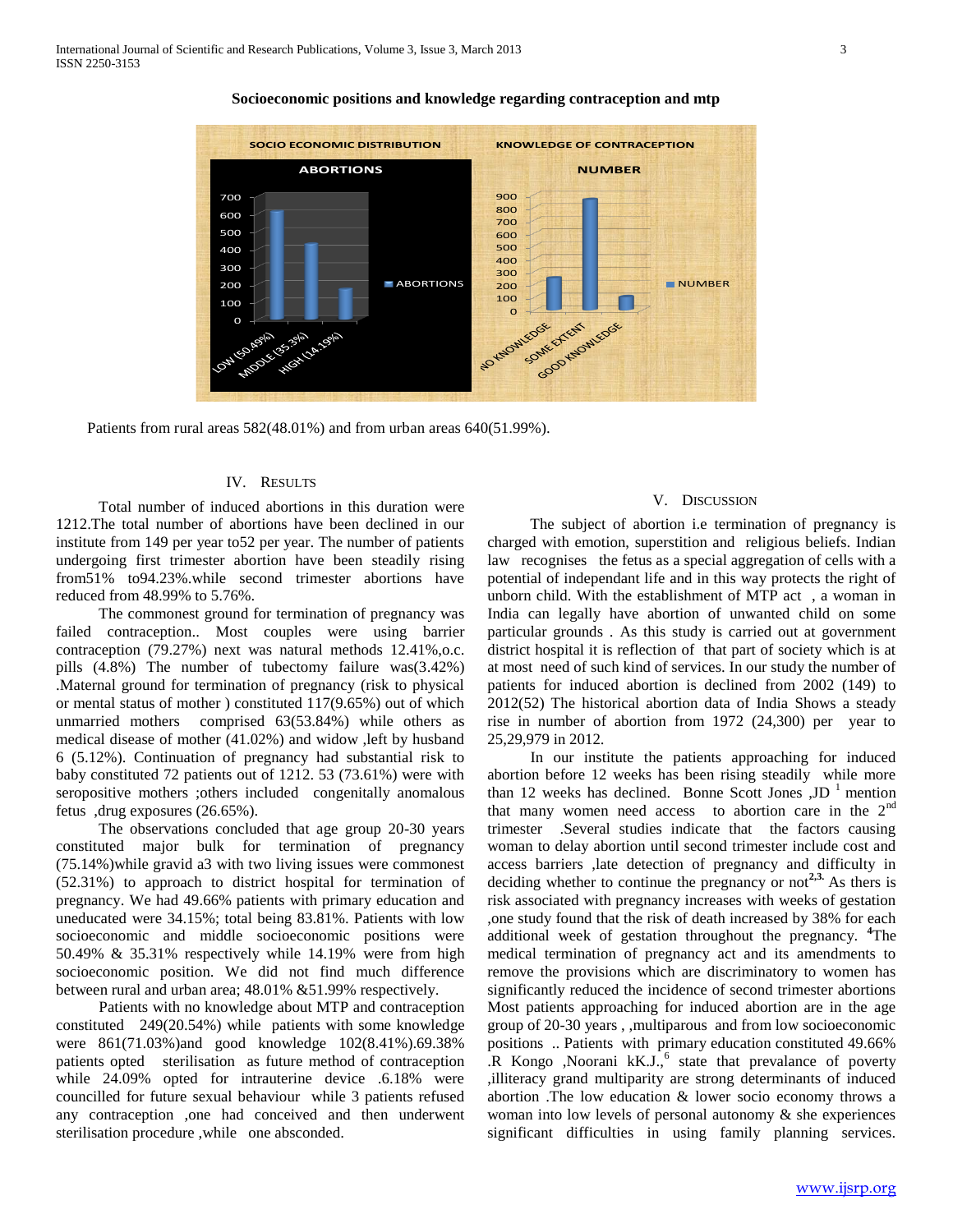**Socioeconomic positions and knowledge regarding contraception and mtp**

Patients from rural areas 582(48.01%) and from urban areas 640(51.99%).

## IV. Results

Total number of induced abortions in this duration were 1212.The total number of abortions have been declined in our institute from 149 per year to52 per year. The number of patients undergoing first trimester abortion have been steadily rising from51% to94.23%.while second trimester abortions have reduced from 48.99% to 5.76%.

The commonest ground for termination of pregnancy was failed contraception.. Most couples were using barrier contraception (79.27%) next was natural methods 12.41%,o.c. pills (4.8%) The number of tubectomy failure was(3.42%) .Maternal ground for termination of pregnancy (risk to physical or mental status of mother ) constituted 117(9.65%) out of which unmarried mothers comprised 63(53.84%) while others as medical disease of mother (41.02%) and widow ,left by husband 6 (5.12%). Continuation of pregnancy had substantial risk to baby constituted 72 patients out of 1212. 53 (73.61%) were with seropositive mothers ;others included congenitally anomalous fetus ,drug exposures (26.65%).

The observations concluded that age group 20-30 years constituted major bulk for termination of pregnancy (75.14%)while gravid a3 with two living issues were commonest (52.31%) to approach to district hospital for termination of pregnancy. We had 49.66% patients with primary education and uneducated were 34.15%; total being 83.81%. Patients with low socioeconomic and middle socioeconomic positions were 50.49% & 35.31% respectively while 14.19% were from high socioeconomic position. We did not find much difference between rural and urban area; 48.01% &51.99% respectively.

Patients with no knowledge about MTP and contraception constituted 249(20.54%) while patients with some knowledge were 861(71.03%)and good knowledge 102(8.41%).69.38% patients opted sterilisation as future method of contraception while 24.09% opted for intrauterine device .6.18% were councilled for future sexual behaviour while 3 patients refused any contraception ,one had conceived and then underwent sterilisation procedure ,while one absconded.

## V. Discussion

The subject of abortion i.e termination of pregnancy is charged with emotion, superstition and religious beliefs. Indian law recognises the fetus as a special aggregation of cells with a potential of independant life and in this way protects the right of unborn child. With the establishment of MTP act , a woman in India can legally have abortion of unwanted child on some particular grounds . As this study is carried out at government district hospital it is reflection of that part of society which is at at most need of such kind of services. In our study the number of patients for induced abortion is declined from 2002 (149) to 2012(52) The historical abortion data of India Shows a steady rise in number of abortion from 1972 (24,300) per year to 25,29,979 in 2012.

In our institute the patients approaching for induced abortion before 12 weeks has been rising steadily while more than 12 weeks has declined. Bonne Scott Jones ,JD [1] mention that many women need access to abortion care in the 2nd trimester .Several studies indicate that the factors causing woman to delay abortion until second trimester include cost and access barriers ,late detection of pregnancy and difficulty in deciding whether to continue the pregnancy or not[2,3]. As thers is risk associated with pregnancy increases with weeks of gestation ,one study found that the risk of death increased by 38% for each additional week of gestation throughout the pregnancy. [4]The medical termination of pregnancy act and its amendments to remove the provisions which are discriminatory to women has significantly reduced the incidence of second trimester abortions Most patients approaching for induced abortion are in the age group of 20-30 years , ,multiparous and from low socioeconomic positions .. Patients with primary education constituted 49.66% .R Kongo ,Noorani kK.J.,[6] state that prevalance of poverty ,illiteracy grand multiparity are strong determinants of induced abortion .The low education & lower socio economy throws a woman into low levels of personal autonomy & she experiences significant difficulties in using family planning services.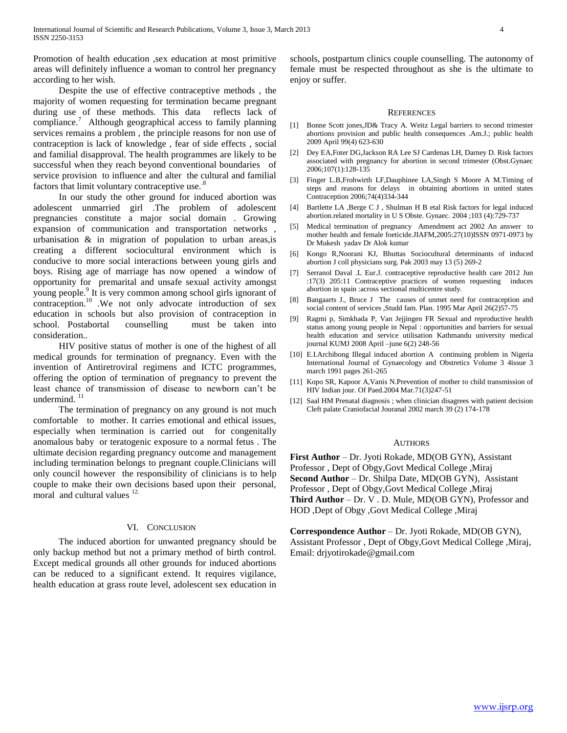Promotion of health education ,sex education at most primitive areas will definitely influence a woman to control her pregnancy according to her wish.

Despite the use of effective contraceptive methods , the majority of women requesting for termination became pregnant during use of these methods. This data reflects lack of compliance.[7] Although geographical access to family planning services remains a problem , the principle reasons for non use of contraception is lack of knowledge , fear of side effects , social and familial disapproval. The health programmes are likely to be successful when they reach beyond conventional boundaries of service provision to influence and alter the cultural and familial factors that limit voluntary contraceptive use.[8]

In our study the other ground for induced abortion was adolescent unmarried girl .The problem of adolescent pregnancies constitute a major social domain . Growing expansion of communication and transportation networks , urbanisation & in migration of population to urban areas,is creating a different sociocultural environment which is conducive to more social interactions between young girls and boys. Rising age of marriage has now opened a window of opportunity for premarital and unsafe sexual activity amongst young people.[9] It is very common among school girls ignorant of contraception.[10] .We not only advocate introduction of sex education in schools but also provision of contraception in school. Postabortal counselling must be taken into consideration..

HIV positive status of mother is one of the highest of all medical grounds for termination of pregnancy. Even with the invention of Antiretroviral regimens and ICTC programmes, offering the option of termination of pregnancy to prevent the least chance of transmission of disease to newborn can't be undermind. [11]

The termination of pregnancy on any ground is not much comfortable to mother. It carries emotional and ethical issues, especially when termination is carried out for congenitally anomalous baby or teratogenic exposure to a normal fetus . The ultimate decision regarding pregnancy outcome and management including termination belongs to pregnant couple.Clinicians will only council however the responsibility of clinicians is to help couple to make their own decisions based upon their personal, moral and cultural values [12].

## VI. Conclusion

The induced abortion for unwanted pregnancy should be only backup method but not a primary method of birth control. Except medical grounds all other grounds for induced abortions can be reduced to a significant extend. It requires vigilance, health education at grass route level, adolescent sex education in schools, postpartum clinics couple counselling. The autonomy of female must be respected throughout as she is the ultimate to enjoy or suffer.

## References

[1] Bonne Scott jones,JD& Tracy A. Weitz Legal barriers to second trimester abortions provision and public health consequences .Am.J.; public health 2009 April 99(4) 623-630

[2] Dey EA,Foter DG,Jackson RA Lee SJ Cardenas LH, Darney D. Risk factors associated with pregnancy for abortion in second trimester (Obst.Gynaec 2006;107(1):128-135

[3] Finger L.B,Frohwirth LF,Dauphinee LA,Singh S Moore A M.Timing of steps and reasons for delays in obtaining abortions in united states Contraception 2006;74(4)334-344

[4] Bartlette LA ,Berge C J , Shulman H B etal Risk factors for legal induced abortion.related mortality in U S Obste. Gynaec. 2004 ;103 (4):729-737

[5] Medical termination of pregnancy Amendment act 2002 An answer to mother health and female foeticide.JIAFM,2005:27(10)ISSN 0971-0973 by Dr Mukesh yadav Dr Alok kumar

[6] Kongo R,Noorani KJ, Bhuttas Sociocultural determinants of induced abortion J coll physicians surg. Pak 2003 may 13 (5) 269-2

[7] Serranol Daval .L Eur.J. contraceptive reproductive health care 2012 Jun :17(3) 205:11 Contraceptive practices of women requesting induces abortion in spain :across sectional multicentre study.

[8] Bangaarts J., Bruce J The causes of unmet need for contraception and social content of services ,Studd fam. Plan. 1995 Mar April 26(2)57-75

[9] Ragmi p, Simkhada P, Van Jejjingen FR Sexual and reproductive health status among young people in Nepal : opportunities and barriers for sexual health education and service utilisation Kathmandu university medical journal KUMJ 2008 April –june 6(2) 248-56

[10] E.I.Archibong Illegal induced abortion A continuing problem in Nigeria International Journal of Gynaecology and Obstretics Volume 3 4issue 3 march 1991 pages 261-265

[11] Kopo SR, Kapoor A,Vanis N.Prevention of mother to child transmission of HIV Indian jour. Of Paed.2004 Mar.71(3)247-51

[12] Saal HM Prenatal diagnosis ; when clinician disagrees with patient decision Cleft palate Craniofacial Jouranal 2002 march 39 (2) 174-178

## Authors

**First Author** – Dr. Jyoti Rokade, MD(OB GYN), Assistant Professor , Dept of Obgy,Govt Medical College ,Miraj
**Second Author** – Dr. Shilpa Date, MD(OB GYN), Assistant Professor , Dept of Obgy,Govt Medical College ,Miraj
**Third Author** – Dr. V . D. Mule, MD(OB GYN), Professor and HOD ,Dept of Obgy ,Govt Medical College ,Miraj

**Correspondence Author** – Dr. Jyoti Rokade, MD(OB GYN), Assistant Professor , Dept of Obgy,Govt Medical College ,Miraj, Email: drjyotirokade@gmail.com